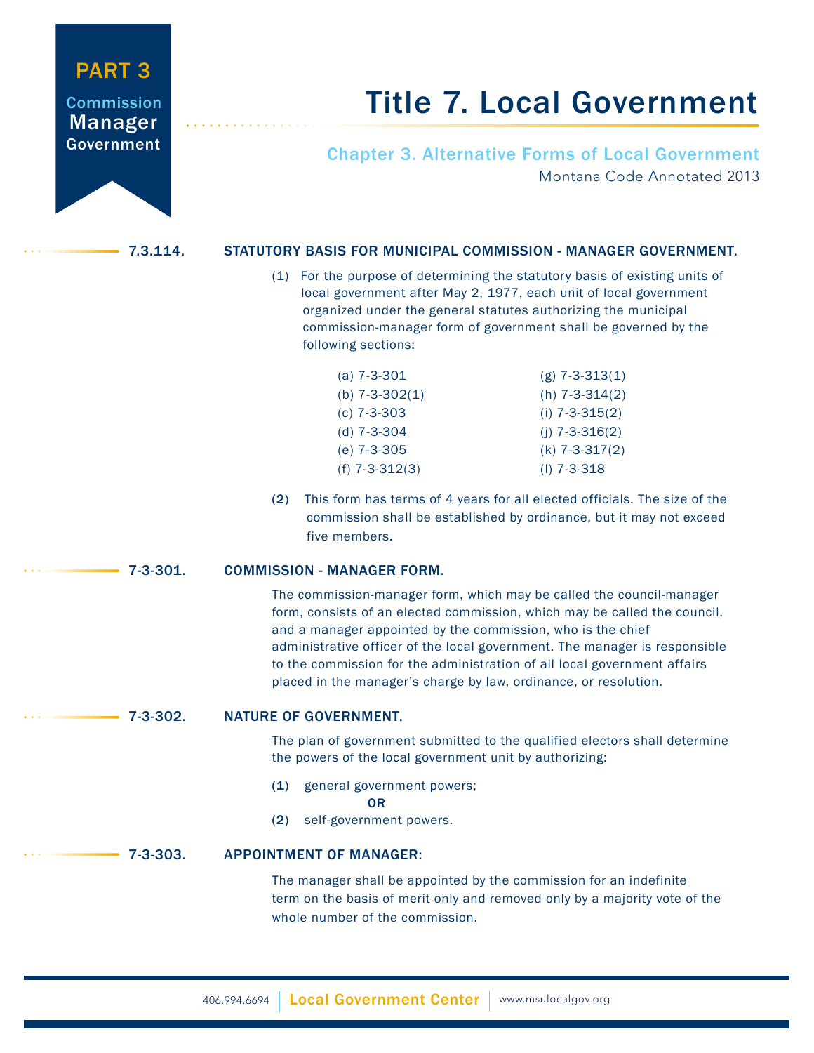PART 3

Commission Manager Government

# Title 7. Local Government

## Chapter 3. Alternative Forms of Local Government

Montana Code Annotated 2013

### 7.3.114. STATUTORY BASIS FOR MUNICIPAL COMMISSION - MANAGER GOVERNMENT.

(1) For the purpose of determining the statutory basis of existing units of local government after May 2, 1977, each unit of local government organized under the general statutes authorizing the municipal commission-manager form of government shall be governed by the following sections:

(a) 7-3-301
(b) 7-3-302(1)
(c) 7-3-303
(d) 7-3-304
(e) 7-3-305
(f) 7-3-312(3)
(g) 7-3-313(1)
(h) 7-3-314(2)
(i) 7-3-315(2)
(j) 7-3-316(2)
(k) 7-3-317(2)
(l) 7-3-318

(2) This form has terms of 4 years for all elected officials. The size of the commission shall be established by ordinance, but it may not exceed five members.

### 7-3-301. COMMISSION - MANAGER FORM.

The commission-manager form, which may be called the council-manager form, consists of an elected commission, which may be called the council, and a manager appointed by the commission, who is the chief administrative officer of the local government. The manager is responsible to the commission for the administration of all local government affairs placed in the manager's charge by law, ordinance, or resolution.

### 7-3-302. NATURE OF GOVERNMENT.

The plan of government submitted to the qualified electors shall determine the powers of the local government unit by authorizing:

(1) general government powers;

**OR**

(2) self-government powers.

### 7-3-303. APPOINTMENT OF MANAGER:

The manager shall be appointed by the commission for an indefinite term on the basis of merit only and removed only by a majority vote of the whole number of the commission.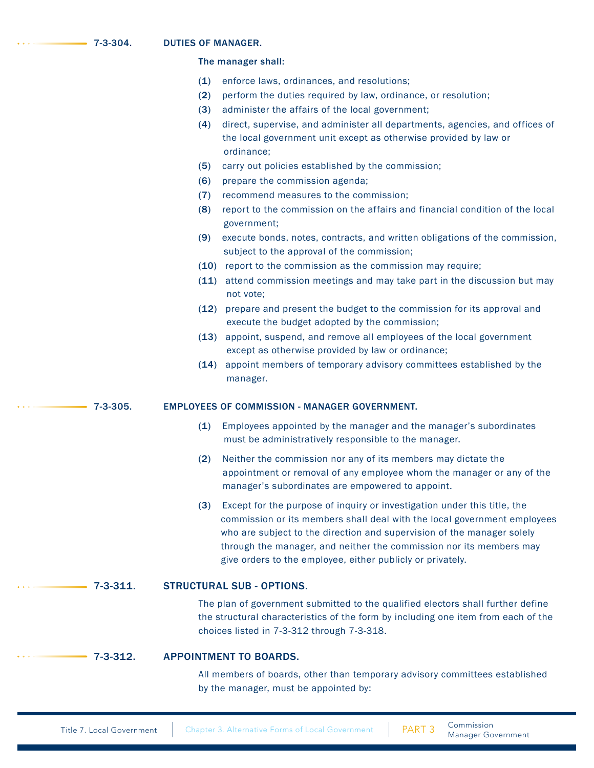### 7-3-304. DUTIES OF MANAGER.

**The manager shall:**

(**1**) enforce laws, ordinances, and resolutions;

(**2**) perform the duties required by law, ordinance, or resolution;

(**3**) administer the affairs of the local government;

(**4**) direct, supervise, and administer all departments, agencies, and offices of the local government unit except as otherwise provided by law or ordinance;

(**5**) carry out policies established by the commission;

(**6**) prepare the commission agenda;

(**7**) recommend measures to the commission;

(**8**) report to the commission on the affairs and financial condition of the local government;

(**9**) execute bonds, notes, contracts, and written obligations of the commission, subject to the approval of the commission;

(**10**) report to the commission as the commission may require;

(**11**) attend commission meetings and may take part in the discussion but may not vote;

(**12**) prepare and present the budget to the commission for its approval and execute the budget adopted by the commission;

(**13**) appoint, suspend, and remove all employees of the local government except as otherwise provided by law or ordinance;

(**14**) appoint members of temporary advisory committees established by the manager.

### 7-3-305. EMPLOYEES OF COMMISSION - MANAGER GOVERNMENT.

(**1**) Employees appointed by the manager and the manager's subordinates must be administratively responsible to the manager.

(**2**) Neither the commission nor any of its members may dictate the appointment or removal of any employee whom the manager or any of the manager's subordinates are empowered to appoint.

(**3**) Except for the purpose of inquiry or investigation under this title, the commission or its members shall deal with the local government employees who are subject to the direction and supervision of the manager solely through the manager, and neither the commission nor its members may give orders to the employee, either publicly or privately.

### 7-3-311. STRUCTURAL SUB - OPTIONS.

The plan of government submitted to the qualified electors shall further define the structural characteristics of the form by including one item from each of the choices listed in 7-3-312 through 7-3-318.

### 7-3-312. APPOINTMENT TO BOARDS.

All members of boards, other than temporary advisory committees established by the manager, must be appointed by: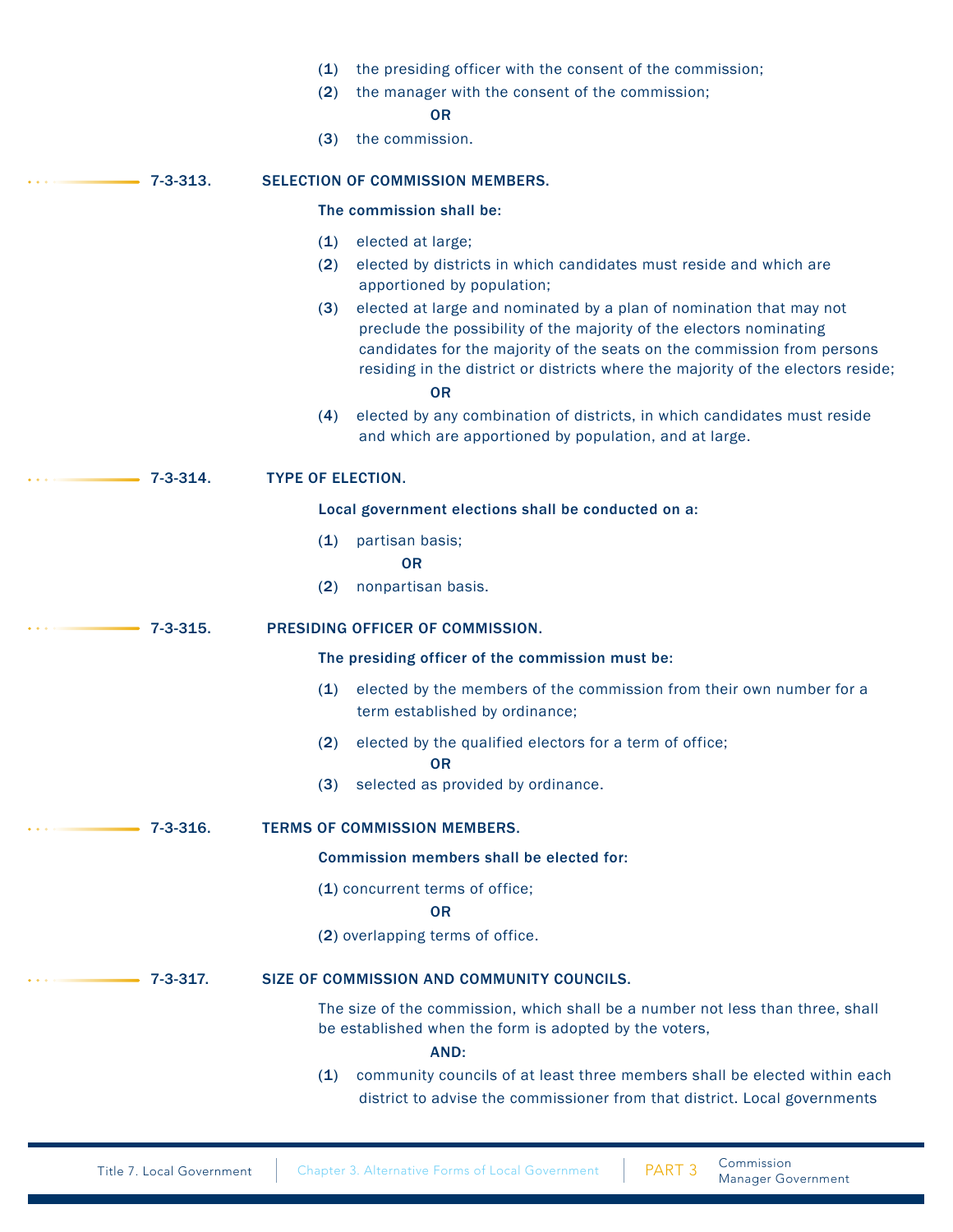(1) the presiding officer with the consent of the commission;

(2) the manager with the consent of the commission;

**OR**

(3) the commission.

## 7-3-313. SELECTION OF COMMISSION MEMBERS.

**The commission shall be:**

(1) elected at large;

(2) elected by districts in which candidates must reside and which are apportioned by population;

(3) elected at large and nominated by a plan of nomination that may not preclude the possibility of the majority of the electors nominating candidates for the majority of the seats on the commission from persons residing in the district or districts where the majority of the electors reside;

**OR**

(4) elected by any combination of districts, in which candidates must reside and which are apportioned by population, and at large.

## 7-3-314. TYPE OF ELECTION.

**Local government elections shall be conducted on a:**

(1) partisan basis;

**OR**

(2) nonpartisan basis.

## 7-3-315. PRESIDING OFFICER OF COMMISSION.

**The presiding officer of the commission must be:**

(1) elected by the members of the commission from their own number for a term established by ordinance;

(2) elected by the qualified electors for a term of office;

**OR**

(3) selected as provided by ordinance.

## 7-3-316. TERMS OF COMMISSION MEMBERS.

**Commission members shall be elected for:**

(1) concurrent terms of office;

**OR**

(2) overlapping terms of office.

## 7-3-317. SIZE OF COMMISSION AND COMMUNITY COUNCILS.

The size of the commission, which shall be a number not less than three, shall be established when the form is adopted by the voters,

**AND:**

(1) community councils of at least three members shall be elected within each district to advise the commissioner from that district. Local governments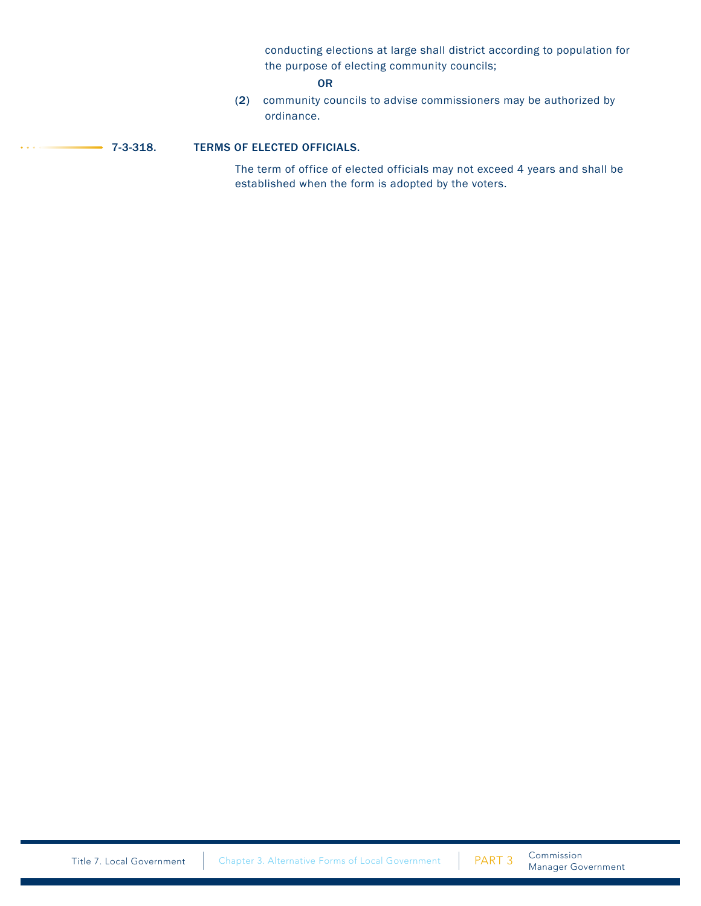conducting elections at large shall district according to population for the purpose of electing community councils;

**OR**

(**2**) community councils to advise commissioners may be authorized by ordinance.

### 7-3-318. TERMS OF ELECTED OFFICIALS.

The term of office of elected officials may not exceed 4 years and shall be established when the form is adopted by the voters.